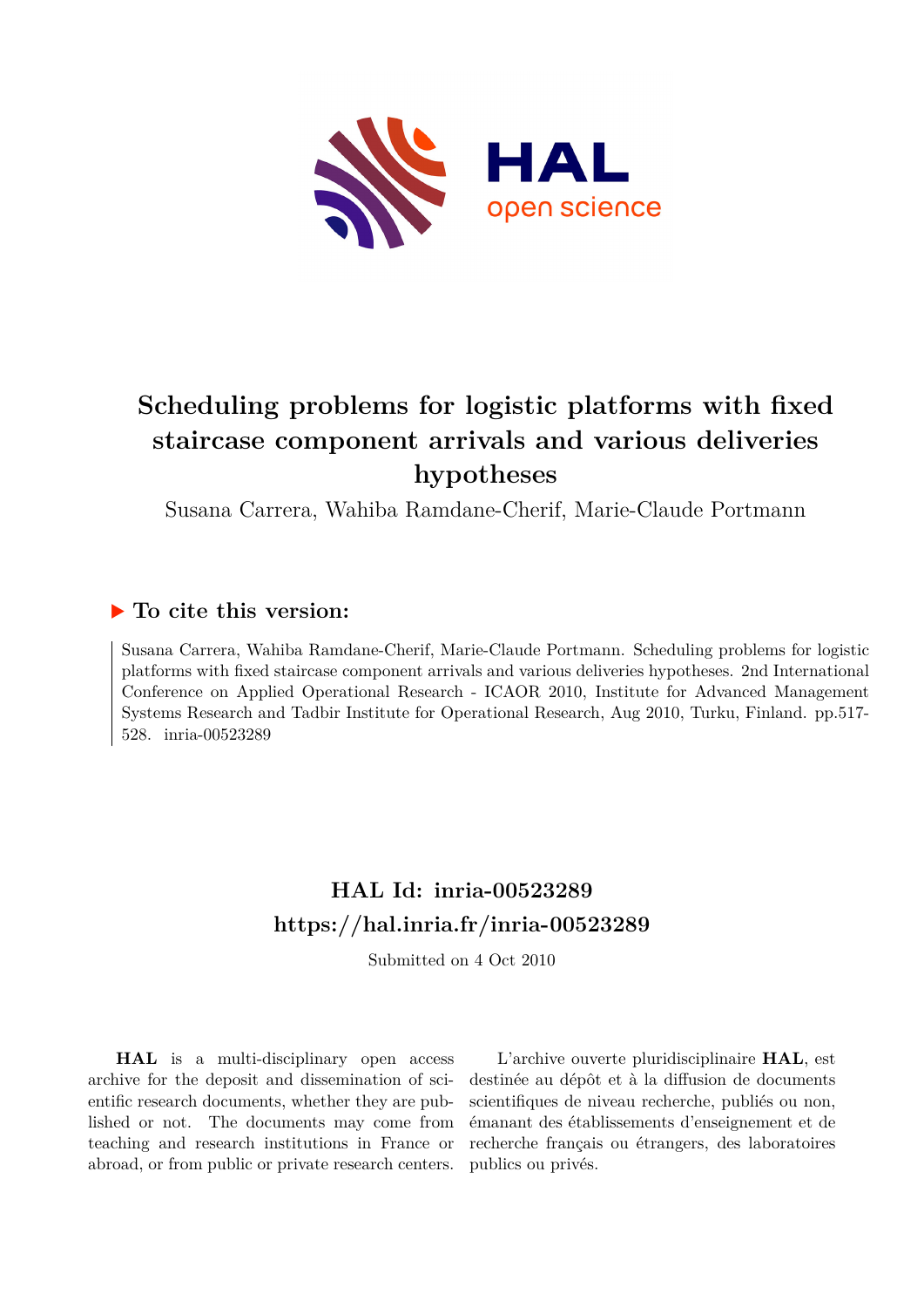# Scheduling problems for logistic platforms with fixed staircase component arrivals and various deliveries hypotheses

Susana Carrera, Wahiba Ramdane-Cherif, Marie-Claude Portmann

### ▶ To cite this version:

Susana Carrera, Wahiba Ramdane-Cherif, Marie-Claude Portmann. Scheduling problems for logistic platforms with fixed staircase component arrivals and various deliveries hypotheses. 2nd International Conference on Applied Operational Research - ICAOR 2010, Institute for Advanced Management Systems Research and Tadbir Institute for Operational Research, Aug 2010, Turku, Finland. pp.517-528. inria-00523289

## HAL Id: inria-00523289

## https://hal.inria.fr/inria-00523289

Submitted on 4 Oct 2010

**HAL** is a multi-disciplinary open access archive for the deposit and dissemination of scientific research documents, whether they are published or not. The documents may come from teaching and research institutions in France or abroad, or from public or private research centers.

L'archive ouverte pluridisciplinaire **HAL**, est destinée au dépôt et à la diffusion de documents scientifiques de niveau recherche, publiés ou non, émanant des établissements d'enseignement et de recherche français ou étrangers, des laboratoires publics ou privés.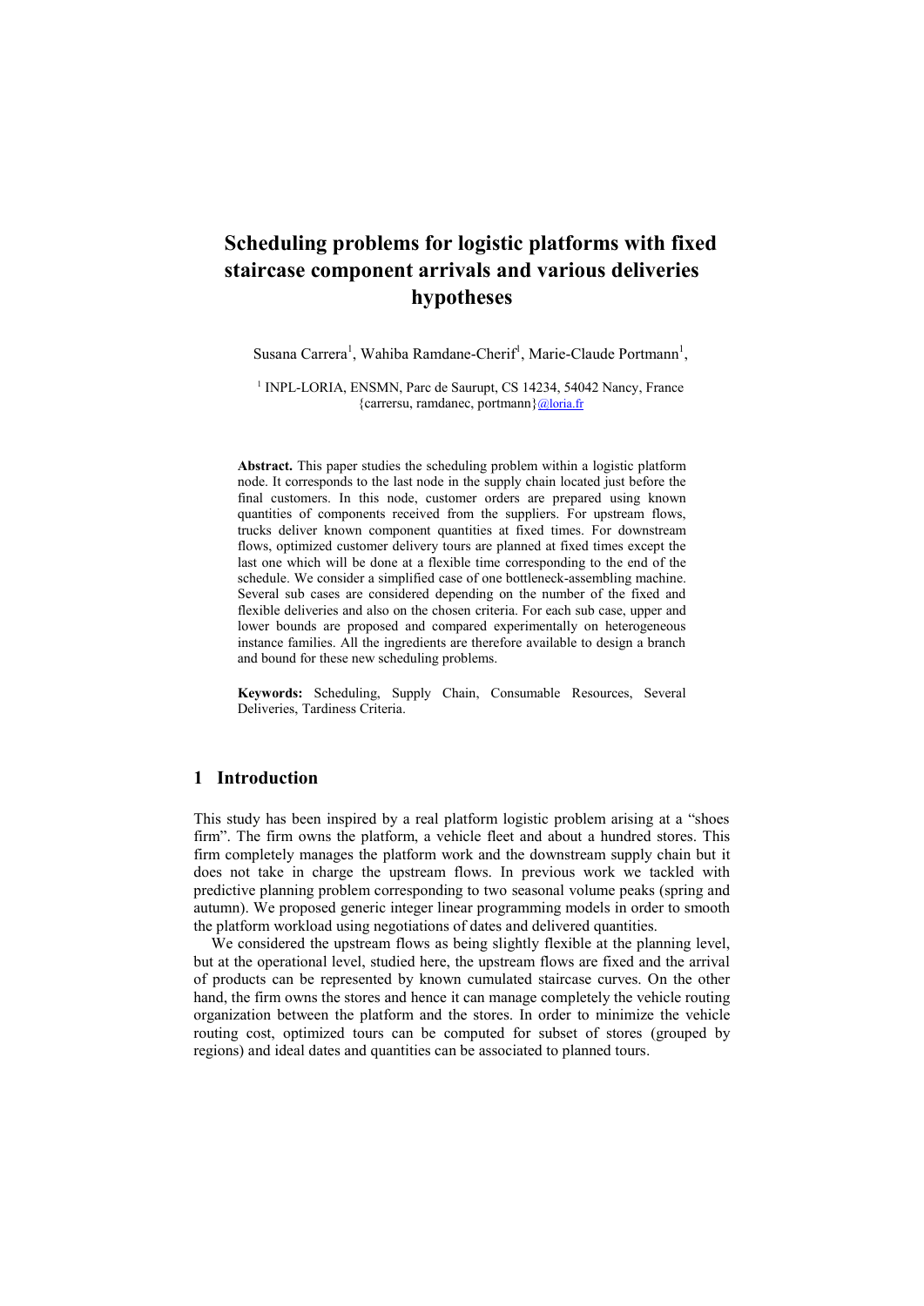# Scheduling problems for logistic platforms with fixed staircase component arrivals and various deliveries hypotheses

Susana Carrera[1], Wahiba Ramdane-Cherif[1], Marie-Claude Portmann[1],

[1] INPL-LORIA, ENSMN, Parc de Saurupt, CS 14234, 54042 Nancy, France
{carrersu, ramdanec, portmann}@loria.fr

**Abstract.** This paper studies the scheduling problem within a logistic platform node. It corresponds to the last node in the supply chain located just before the final customers. In this node, customer orders are prepared using known quantities of components received from the suppliers. For upstream flows, trucks deliver known component quantities at fixed times. For downstream flows, optimized customer delivery tours are planned at fixed times except the last one which will be done at a flexible time corresponding to the end of the schedule. We consider a simplified case of one bottleneck-assembling machine. Several sub cases are considered depending on the number of the fixed and flexible deliveries and also on the chosen criteria. For each sub case, upper and lower bounds are proposed and compared experimentally on heterogeneous instance families. All the ingredients are therefore available to design a branch and bound for these new scheduling problems.

**Keywords:** Scheduling, Supply Chain, Consumable Resources, Several Deliveries, Tardiness Criteria.

## 1 Introduction

This study has been inspired by a real platform logistic problem arising at a "shoes firm". The firm owns the platform, a vehicle fleet and about a hundred stores. This firm completely manages the platform work and the downstream supply chain but it does not take in charge the upstream flows. In previous work we tackled with predictive planning problem corresponding to two seasonal volume peaks (spring and autumn). We proposed generic integer linear programming models in order to smooth the platform workload using negotiations of dates and delivered quantities.

We considered the upstream flows as being slightly flexible at the planning level, but at the operational level, studied here, the upstream flows are fixed and the arrival of products can be represented by known cumulated staircase curves. On the other hand, the firm owns the stores and hence it can manage completely the vehicle routing organization between the platform and the stores. In order to minimize the vehicle routing cost, optimized tours can be computed for subset of stores (grouped by regions) and ideal dates and quantities can be associated to planned tours.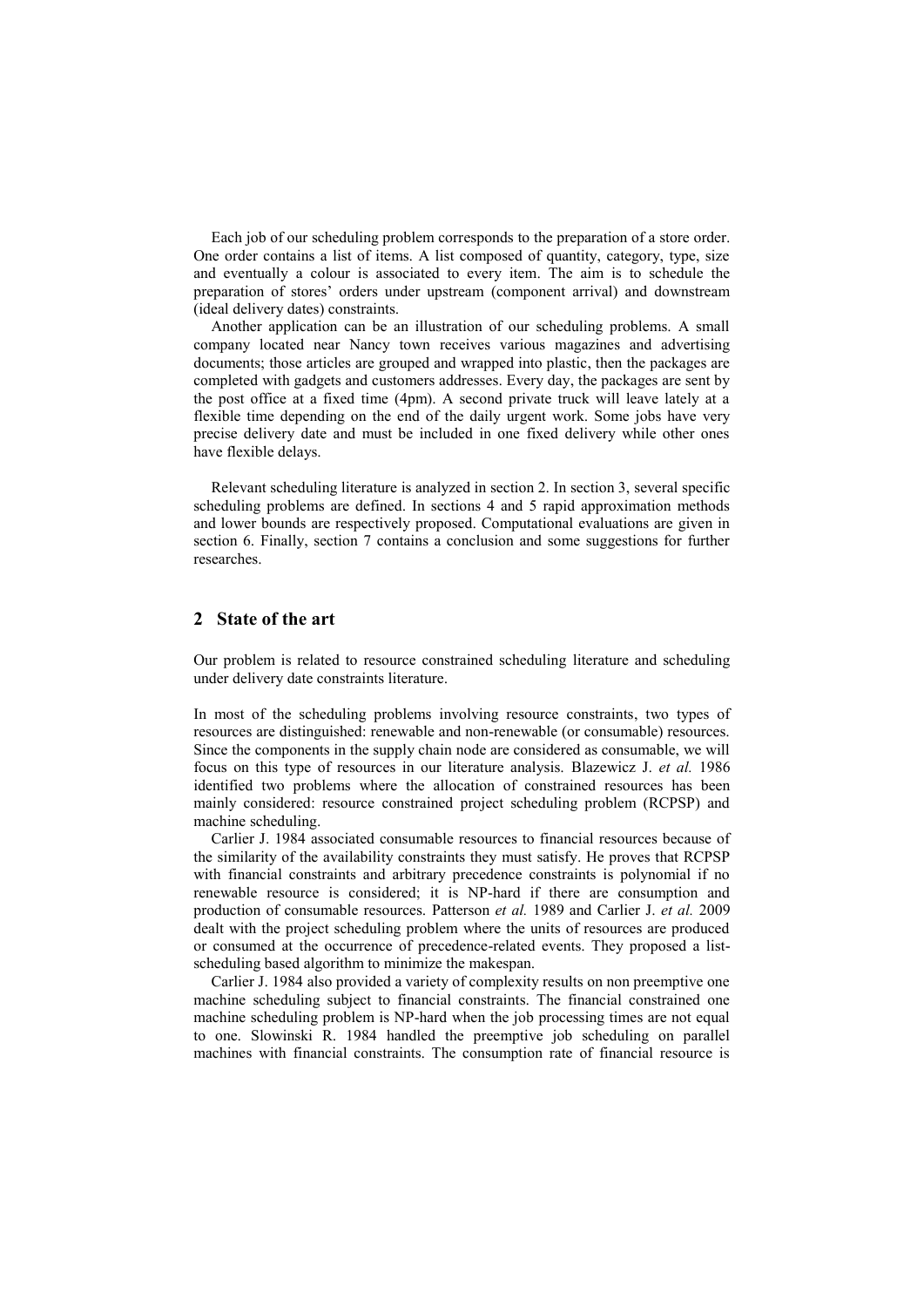Each job of our scheduling problem corresponds to the preparation of a store order. One order contains a list of items. A list composed of quantity, category, type, size and eventually a colour is associated to every item. The aim is to schedule the preparation of stores' orders under upstream (component arrival) and downstream (ideal delivery dates) constraints.

Another application can be an illustration of our scheduling problems. A small company located near Nancy town receives various magazines and advertising documents; those articles are grouped and wrapped into plastic, then the packages are completed with gadgets and customers addresses. Every day, the packages are sent by the post office at a fixed time (4pm). A second private truck will leave lately at a flexible time depending on the end of the daily urgent work. Some jobs have very precise delivery date and must be included in one fixed delivery while other ones have flexible delays.

Relevant scheduling literature is analyzed in section 2. In section 3, several specific scheduling problems are defined. In sections 4 and 5 rapid approximation methods and lower bounds are respectively proposed. Computational evaluations are given in section 6. Finally, section 7 contains a conclusion and some suggestions for further researches.

## 2 State of the art

Our problem is related to resource constrained scheduling literature and scheduling under delivery date constraints literature.

In most of the scheduling problems involving resource constraints, two types of resources are distinguished: renewable and non-renewable (or consumable) resources. Since the components in the supply chain node are considered as consumable, we will focus on this type of resources in our literature analysis. Blazewicz J. *et al.* 1986 identified two problems where the allocation of constrained resources has been mainly considered: resource constrained project scheduling problem (RCPSP) and machine scheduling.

Carlier J. 1984 associated consumable resources to financial resources because of the similarity of the availability constraints they must satisfy. He proves that RCPSP with financial constraints and arbitrary precedence constraints is polynomial if no renewable resource is considered; it is NP-hard if there are consumption and production of consumable resources. Patterson *et al.* 1989 and Carlier J. *et al.* 2009 dealt with the project scheduling problem where the units of resources are produced or consumed at the occurrence of precedence-related events. They proposed a list-scheduling based algorithm to minimize the makespan.

Carlier J. 1984 also provided a variety of complexity results on non preemptive one machine scheduling subject to financial constraints. The financial constrained one machine scheduling problem is NP-hard when the job processing times are not equal to one. Slowinski R. 1984 handled the preemptive job scheduling on parallel machines with financial constraints. The consumption rate of financial resource is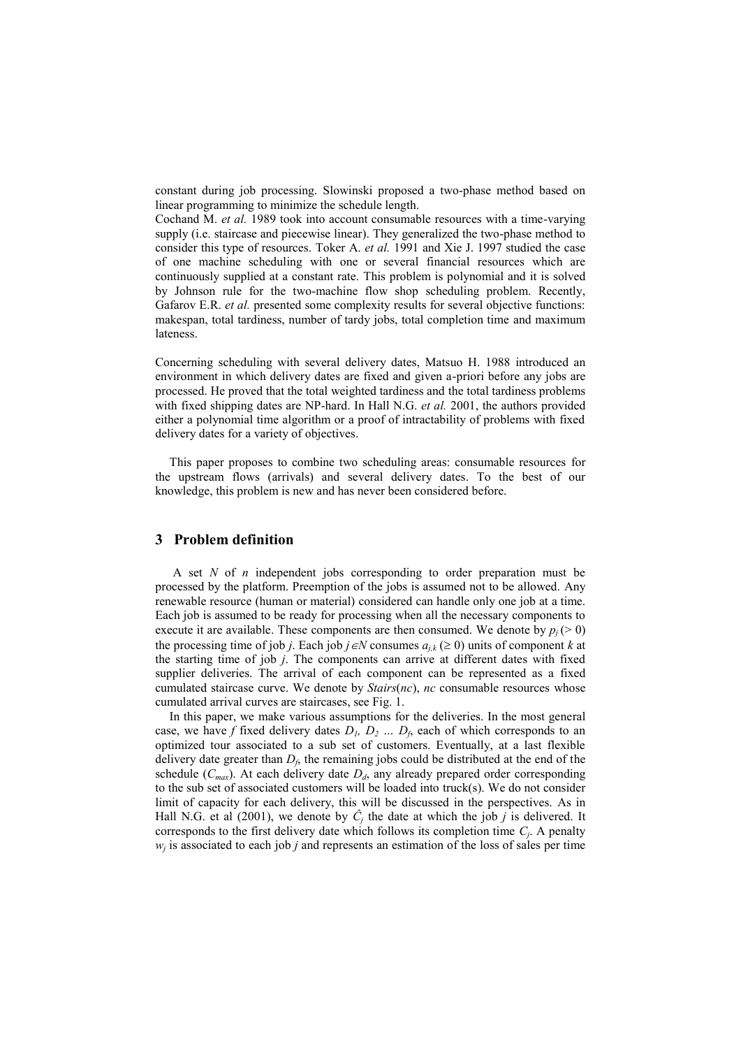constant during job processing. Slowinski proposed a two-phase method based on linear programming to minimize the schedule length.
Cochand M. *et al.* 1989 took into account consumable resources with a time-varying supply (i.e. staircase and piecewise linear). They generalized the two-phase method to consider this type of resources. Toker A. *et al.* 1991 and Xie J. 1997 studied the case of one machine scheduling with one or several financial resources which are continuously supplied at a constant rate. This problem is polynomial and it is solved by Johnson rule for the two-machine flow shop scheduling problem. Recently, Gafarov E.R. *et al.* presented some complexity results for several objective functions: makespan, total tardiness, number of tardy jobs, total completion time and maximum lateness.

Concerning scheduling with several delivery dates, Matsuo H. 1988 introduced an environment in which delivery dates are fixed and given a-priori before any jobs are processed. He proved that the total weighted tardiness and the total tardiness problems with fixed shipping dates are NP-hard. In Hall N.G. *et al.* 2001, the authors provided either a polynomial time algorithm or a proof of intractability of problems with fixed delivery dates for a variety of objectives.

This paper proposes to combine two scheduling areas: consumable resources for the upstream flows (arrivals) and several delivery dates. To the best of our knowledge, this problem is new and has never been considered before.

## 3 Problem definition

A set $N$ of $n$ independent jobs corresponding to order preparation must be processed by the platform. Preemption of the jobs is assumed not to be allowed. Any renewable resource (human or material) considered can handle only one job at a time. Each job is assumed to be ready for processing when all the necessary components to execute it are available. These components are then consumed. We denote by $p_j$ ($> 0$) the processing time of job $j$. Each job $j \in N$ consumes $a_{j,k}$ ($\geq 0$) units of component $k$ at the starting time of job $j$. The components can arrive at different dates with fixed supplier deliveries. The arrival of each component can be represented as a fixed cumulated staircase curve. We denote by *Stairs*($nc$), $nc$ consumable resources whose cumulated arrival curves are staircases, see Fig. 1.

In this paper, we make various assumptions for the deliveries. In the most general case, we have $f$ fixed delivery dates $D_1, D_2 \ldots D_f$, each of which corresponds to an optimized tour associated to a sub set of customers. Eventually, at a last flexible delivery date greater than $D_f$, the remaining jobs could be distributed at the end of the schedule ($C_{max}$). At each delivery date $D_d$, any already prepared order corresponding to the sub set of associated customers will be loaded into truck(s). We do not consider limit of capacity for each delivery, this will be discussed in the perspectives. As in Hall N.G. et al (2001), we denote by $\hat{C}_j$ the date at which the job $j$ is delivered. It corresponds to the first delivery date which follows its completion time $C_j$. A penalty $w_j$ is associated to each job $j$ and represents an estimation of the loss of sales per time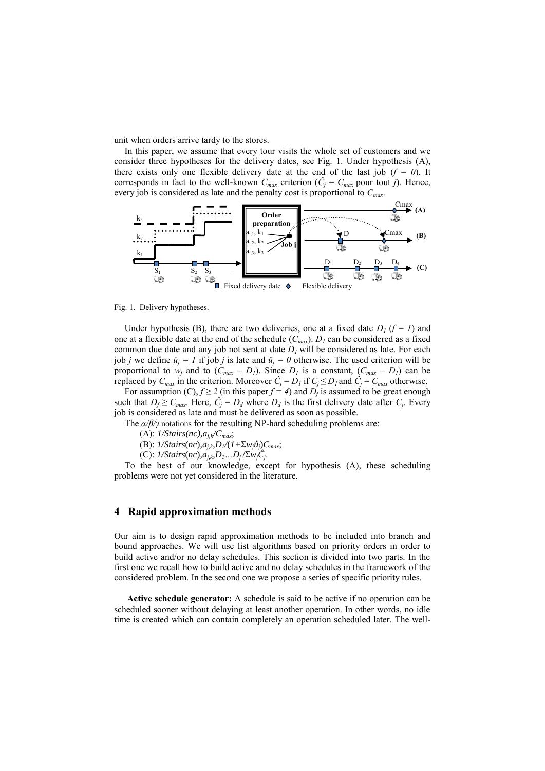unit when orders arrive tardy to the stores.

In this paper, we assume that every tour visits the whole set of customers and we consider three hypotheses for the delivery dates, see Fig. 1. Under hypothesis (A), there exists only one flexible delivery date at the end of the last job ($f = 0$). It corresponds in fact to the well-known $C_{max}$ criterion ($\hat{C}_j = C_{max}$ pour tout $j$). Hence, every job is considered as late and the penalty cost is proportional to $C_{max}$.

Fig. 1. Delivery hypotheses.

Under hypothesis (B), there are two deliveries, one at a fixed date $D_1$ ($f = 1$) and one at a flexible date at the end of the schedule ($C_{max}$). $D_1$ can be considered as a fixed common due date and any job not sent at date $D_1$ will be considered as late. For each job $j$ we define $\hat{u}_j = 1$ if job $j$ is late and $\hat{u}_j = 0$ otherwise. The used criterion will be proportional to $w_j$ and to $(C_{max} - D_1)$. Since $D_1$ is a constant, $(C_{max} - D_1)$ can be replaced by $C_{max}$ in the criterion. Moreover $\hat{C}_j = D_1$ if $C_j \leq D_1$ and $\hat{C}_j = C_{max}$ otherwise.

For assumption (C), $f \geq 2$ (in this paper $f = 4$) and $D_f$ is assumed to be great enough such that $D_f \geq C_{max}$. Here, $\hat{C}_j = D_d$ where $D_d$ is the first delivery date after $C_j$. Every job is considered as late and must be delivered as soon as possible.

The $\alpha/\beta/\gamma$ notations for the resulting NP-hard scheduling problems are:

(A): $1/Stairs(nc),a_{j,k}/C_{max}$;

(B): $1/Stairs(nc),a_{j,k},D_1/(1+\Sigma w_j\hat{u}_j)C_{max}$;

(C): $1/Stairs(nc),a_{j,k},D_1\ldots D_f/\Sigma w_j\hat{C}_j$.

To the best of our knowledge, except for hypothesis (A), these scheduling problems were not yet considered in the literature.

## 4 Rapid approximation methods

Our aim is to design rapid approximation methods to be included into branch and bound approaches. We will use list algorithms based on priority orders in order to build active and/or no delay schedules. This section is divided into two parts. In the first one we recall how to build active and no delay schedules in the framework of the considered problem. In the second one we propose a series of specific priority rules.

**Active schedule generator:** A schedule is said to be active if no operation can be scheduled sooner without delaying at least another operation. In other words, no idle time is created which can contain completely an operation scheduled later. The well-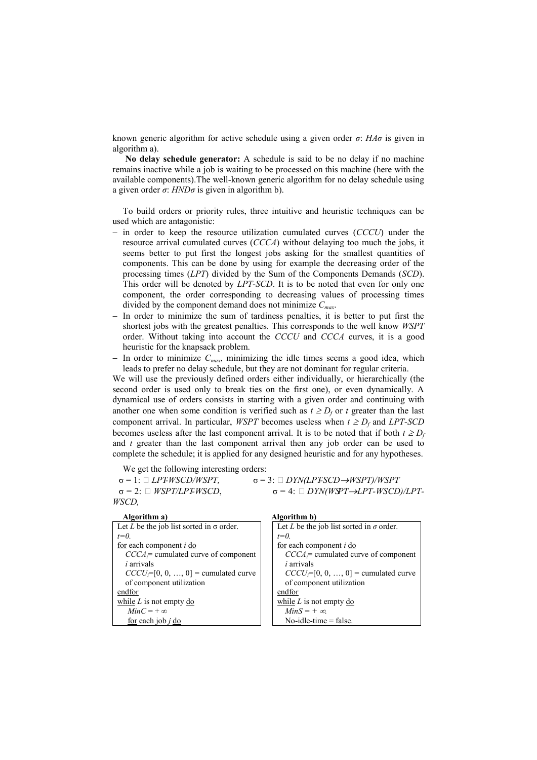known generic algorithm for active schedule using a given order $\sigma$: $HA\sigma$ is given in algorithm a).

**No delay schedule generator:** A schedule is said to be no delay if no machine remains inactive while a job is waiting to be processed on this machine (here with the available components).The well-known generic algorithm for no delay schedule using a given order $\sigma$: $HND\sigma$ is given in algorithm b).

To build orders or priority rules, three intuitive and heuristic techniques can be used which are antagonistic:

- in order to keep the resource utilization cumulated curves (*CCCU*) under the resource arrival cumulated curves (*CCCA*) without delaying too much the jobs, it seems better to put first the longest jobs asking for the smallest quantities of components. This can be done by using for example the decreasing order of the processing times (*LPT*) divided by the Sum of the Components Demands (*SCD*). This order will be denoted by *LPT-SCD*. It is to be noted that even for only one component, the order corresponding to decreasing values of processing times divided by the component demand does not minimize $C_{max}$.
- In order to minimize the sum of tardiness penalties, it is better to put first the shortest jobs with the greatest penalties. This corresponds to the well know *WSPT* order. Without taking into account the *CCCU* and *CCCA* curves, it is a good heuristic for the knapsack problem.
- In order to minimize $C_{max}$, minimizing the idle times seems a good idea, which leads to prefer no delay schedule, but they are not dominant for regular criteria.

We will use the previously defined orders either individually, or hierarchically (the second order is used only to break ties on the first one), or even dynamically. A dynamical use of orders consists in starting with a given order and continuing with another one when some condition is verified such as $t \geq D_f$ or $t$ greater than the last component arrival. In particular, *WSPT* becomes useless when $t \geq D_f$ and *LPT-SCD* becomes useless after the last component arrival. It is to be noted that if both $t \geq D_f$ and $t$ greater than the last component arrival then any job order can be used to complete the schedule; it is applied for any designed heuristic and for any hypotheses.

We get the following interesting orders:

$\sigma = 1$: *LPT-WSCD/WSPT*, $\sigma = 3$: *DYN(LPT-SCD→WSPT)/WSPT*
$\sigma = 2$: *WSPT/LPT-WSCD*, $\sigma = 4$: *DYN(WSPT→LPT-WSCD)/LPT-WSCD,*

**Algorithm a)**

```
Let L be the job list sorted in σ order.
t=0.
for each component i do
  CCCA_i= cumulated curve of component
  i arrivals
  CCCU_i=[0, 0, …, 0] = cumulated curve
  of component utilization
endfor
while L is not empty do
  MinC = + ∞
  for each job j do
```

**Algorithm b)**

```
Let L be the job list sorted in σ order.
t=0.
for each component i do
  CCCA_i= cumulated curve of component
  i arrivals
  CCCU_i=[0, 0, …, 0] = cumulated curve
  of component utilization
endfor
while L is not empty do
  MinS = + ∞;
  No-idle-time = false.
```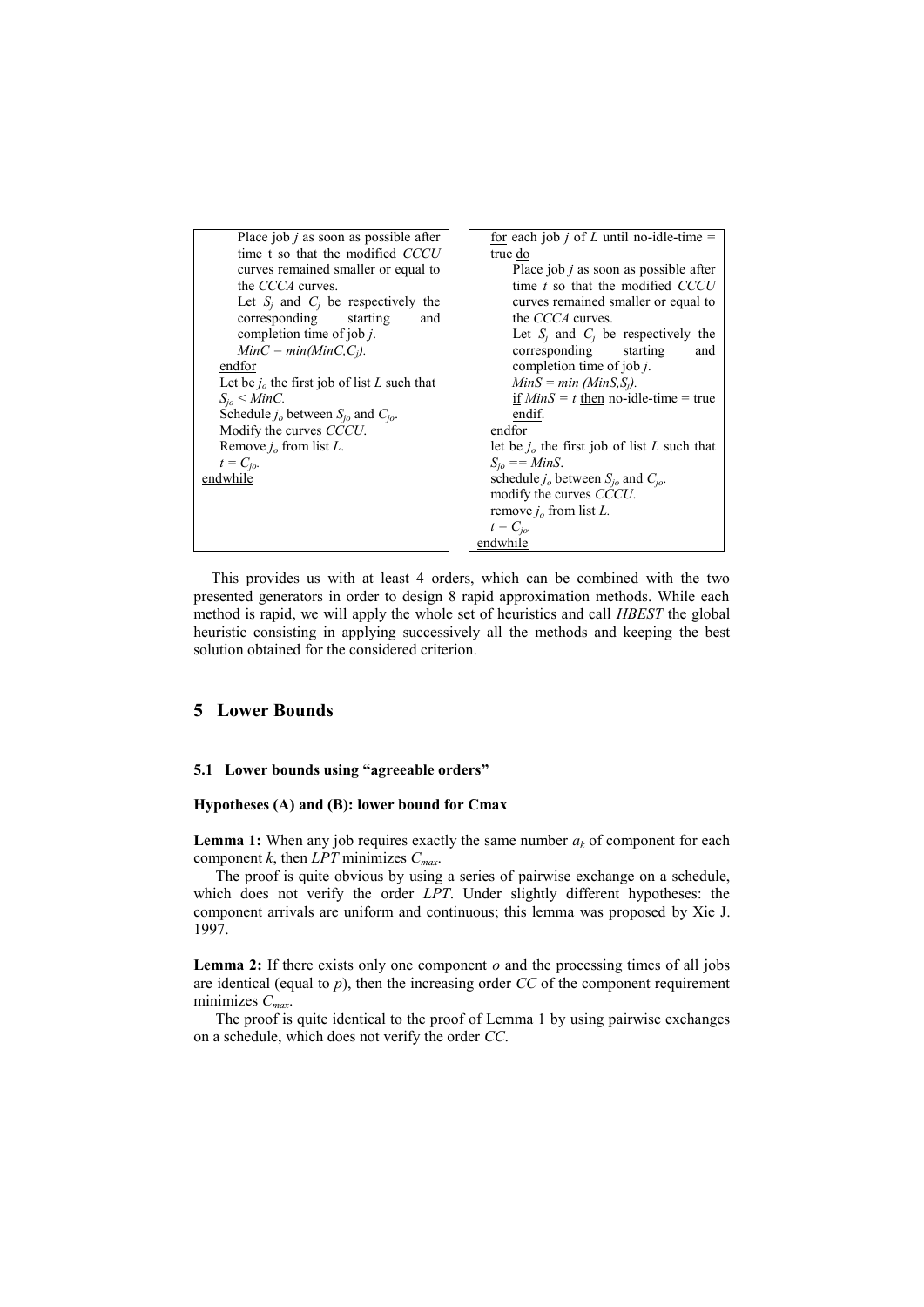```
        Place job j as soon as possible after
        time t so that the modified CCCU
        curves remained smaller or equal to
        the CCCA curves.
        Let S_j and C_j be respectively the
        corresponding starting and
        completion time of job j.
        MinC = min(MinC,C_j).
    endfor
    Let be j_o the first job of list L such that
    S_jo < MinC.
    Schedule j_o between S_jo and C_jo.
    Modify the curves CCCU.
    Remove j_o from list L.
    t = C_jo.
endwhile
```

```
    for each job j of L until no-idle-time =
    true do
        Place job j as soon as possible after
        time t so that the modified CCCU
        curves remained smaller or equal to
        the CCCA curves.
        Let S_j and C_j be respectively the
        corresponding starting and
        completion time of job j.
        MinS = min (MinS,S_j).
        if MinS = t then no-idle-time = true
        endif.
    endfor
    let be j_o the first job of list L such that
    S_jo == MinS.
    schedule j_o between S_jo and C_jo.
    modify the curves CCCU.
    remove j_o from list L.
    t = C_jo.
endwhile
```

This provides us with at least 4 orders, which can be combined with the two presented generators in order to design 8 rapid approximation methods. While each method is rapid, we will apply the whole set of heuristics and call *HBEST* the global heuristic consisting in applying successively all the methods and keeping the best solution obtained for the considered criterion.

## 5 Lower Bounds

### 5.1 Lower bounds using "agreeable orders"

**Hypotheses (A) and (B): lower bound for Cmax**

**Lemma 1:** When any job requires exactly the same number $a_k$ of component for each component $k$, then *LPT* minimizes $C_{max}$.

The proof is quite obvious by using a series of pairwise exchange on a schedule, which does not verify the order *LPT*. Under slightly different hypotheses: the component arrivals are uniform and continuous; this lemma was proposed by Xie J. 1997.

**Lemma 2:** If there exists only one component $o$ and the processing times of all jobs are identical (equal to $p$), then the increasing order *CC* of the component requirement minimizes $C_{max}$.

The proof is quite identical to the proof of Lemma 1 by using pairwise exchanges on a schedule, which does not verify the order *CC*.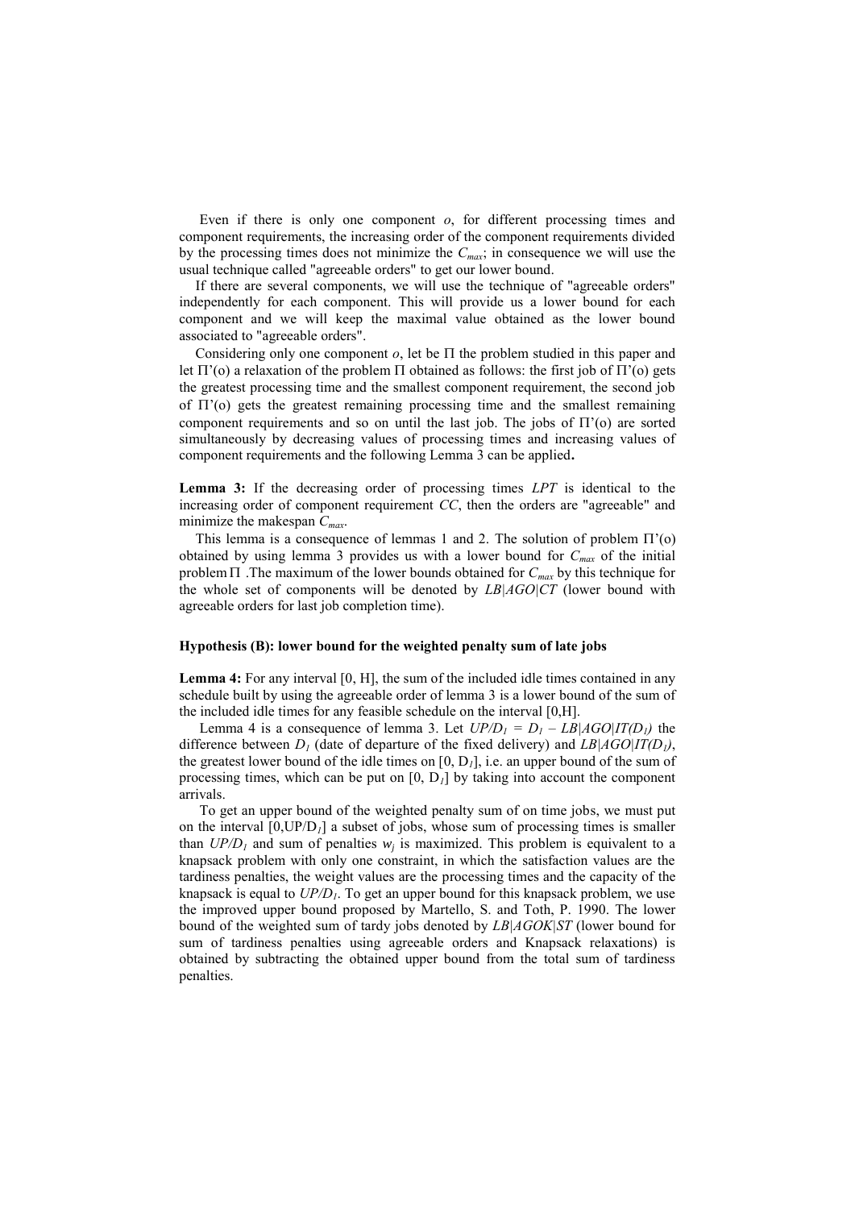Even if there is only one component $o$, for different processing times and component requirements, the increasing order of the component requirements divided by the processing times does not minimize the $C_{max}$; in consequence we will use the usual technique called "agreeable orders" to get our lower bound.

If there are several components, we will use the technique of "agreeable orders" independently for each component. This will provide us a lower bound for each component and we will keep the maximal value obtained as the lower bound associated to "agreeable orders".

Considering only one component $o$, let be $\Pi$ the problem studied in this paper and let $\Pi$'(o) a relaxation of the problem $\Pi$ obtained as follows: the first job of $\Pi$'(o) gets the greatest processing time and the smallest component requirement, the second job of $\Pi$'(o) gets the greatest remaining processing time and the smallest remaining component requirements and so on until the last job. The jobs of $\Pi$'(o) are sorted simultaneously by decreasing values of processing times and increasing values of component requirements and the following Lemma 3 can be applied**.**

**Lemma 3:** If the decreasing order of processing times *LPT* is identical to the increasing order of component requirement *CC*, then the orders are "agreeable" and minimize the makespan $C_{max}$.

This lemma is a consequence of lemmas 1 and 2. The solution of problem $\Pi$'(o) obtained by using lemma 3 provides us with a lower bound for $C_{max}$ of the initial problem $\Pi$ .The maximum of the lower bounds obtained for $C_{max}$ by this technique for the whole set of components will be denoted by *LB|AGO|CT* (lower bound with agreeable orders for last job completion time).

#### Hypothesis (B): lower bound for the weighted penalty sum of late jobs

**Lemma 4:** For any interval [0, H], the sum of the included idle times contained in any schedule built by using the agreeable order of lemma 3 is a lower bound of the sum of the included idle times for any feasible schedule on the interval [0,H].

Lemma 4 is a consequence of lemma 3. Let $UP/D_1 = D_1 - LB|AGO|IT(D_1)$ the difference between $D_1$ (date of departure of the fixed delivery) and $LB|AGO|IT(D_1)$, the greatest lower bound of the idle times on [0, $D_1$], i.e. an upper bound of the sum of processing times, which can be put on [0, $D_1$] by taking into account the component arrivals.

To get an upper bound of the weighted penalty sum of on time jobs, we must put on the interval [0,UP/$D_1$] a subset of jobs, whose sum of processing times is smaller than $UP/D_1$ and sum of penalties $w_j$ is maximized. This problem is equivalent to a knapsack problem with only one constraint, in which the satisfaction values are the tardiness penalties, the weight values are the processing times and the capacity of the knapsack is equal to $UP/D_1$. To get an upper bound for this knapsack problem, we use the improved upper bound proposed by Martello, S. and Toth, P. 1990. The lower bound of the weighted sum of tardy jobs denoted by *LB|AGOK|ST* (lower bound for sum of tardiness penalties using agreeable orders and Knapsack relaxations) is obtained by subtracting the obtained upper bound from the total sum of tardiness penalties.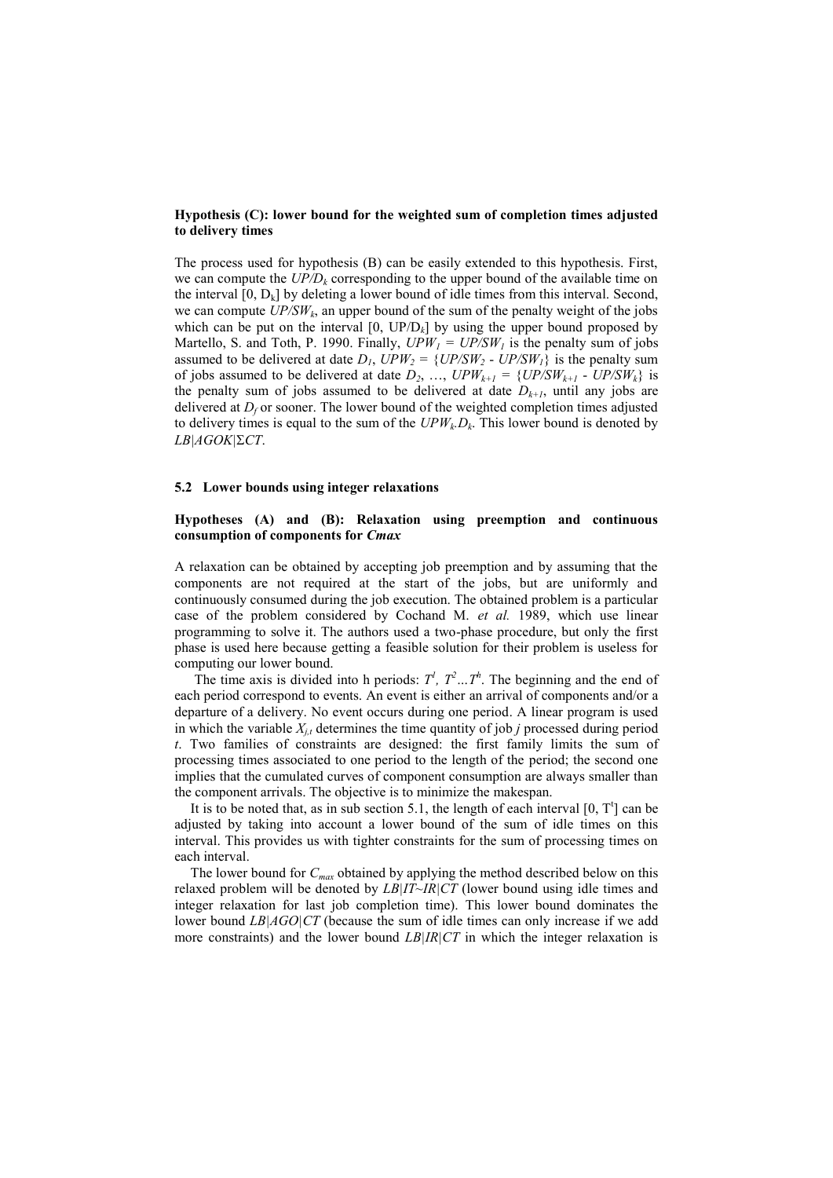**Hypothesis (C): lower bound for the weighted sum of completion times adjusted to delivery times**

The process used for hypothesis (B) can be easily extended to this hypothesis. First, we can compute the $UP/D_k$ corresponding to the upper bound of the available time on the interval $[0, D_k]$ by deleting a lower bound of idle times from this interval. Second, we can compute $UP/SW_k$, an upper bound of the sum of the penalty weight of the jobs which can be put on the interval $[0, UP/D_k]$ by using the upper bound proposed by Martello, S. and Toth, P. 1990. Finally, $UPW_1 = UP/SW_1$ is the penalty sum of jobs assumed to be delivered at date $D_1$, $UPW_2 = \{UP/SW_2 - UP/SW_1\}$ is the penalty sum of jobs assumed to be delivered at date $D_2$, …, $UPW_{k+1} = \{UP/SW_{k+1} - UP/SW_k\}$ is the penalty sum of jobs assumed to be delivered at date $D_{k+1}$, until any jobs are delivered at $D_f$ or sooner. The lower bound of the weighted completion times adjusted to delivery times is equal to the sum of the $UPW_k.D_k$. This lower bound is denoted by *LB|AGOK|ΣCT*.

### 5.2 Lower bounds using integer relaxations

**Hypotheses (A) and (B): Relaxation using preemption and continuous consumption of components for *Cmax***

A relaxation can be obtained by accepting job preemption and by assuming that the components are not required at the start of the jobs, but are uniformly and continuously consumed during the job execution. The obtained problem is a particular case of the problem considered by Cochand M. *et al.* 1989, which use linear programming to solve it. The authors used a two-phase procedure, but only the first phase is used here because getting a feasible solution for their problem is useless for computing our lower bound.

The time axis is divided into h periods: $T^1$, $T^2 \ldots T^h$. The beginning and the end of each period correspond to events. An event is either an arrival of components and/or a departure of a delivery. No event occurs during one period. A linear program is used in which the variable $X_{j,t}$ determines the time quantity of job $j$ processed during period $t$. Two families of constraints are designed: the first family limits the sum of processing times associated to one period to the length of the period; the second one implies that the cumulated curves of component consumption are always smaller than the component arrivals. The objective is to minimize the makespan.

It is to be noted that, as in sub section 5.1, the length of each interval $[0, T^t]$ can be adjusted by taking into account a lower bound of the sum of idle times on this interval. This provides us with tighter constraints for the sum of processing times on each interval.

The lower bound for $C_{max}$ obtained by applying the method described below on this relaxed problem will be denoted by *LB|IT~IR|CT* (lower bound using idle times and integer relaxation for last job completion time). This lower bound dominates the lower bound *LB|AGO|CT* (because the sum of idle times can only increase if we add more constraints) and the lower bound *LB|IR|CT* in which the integer relaxation is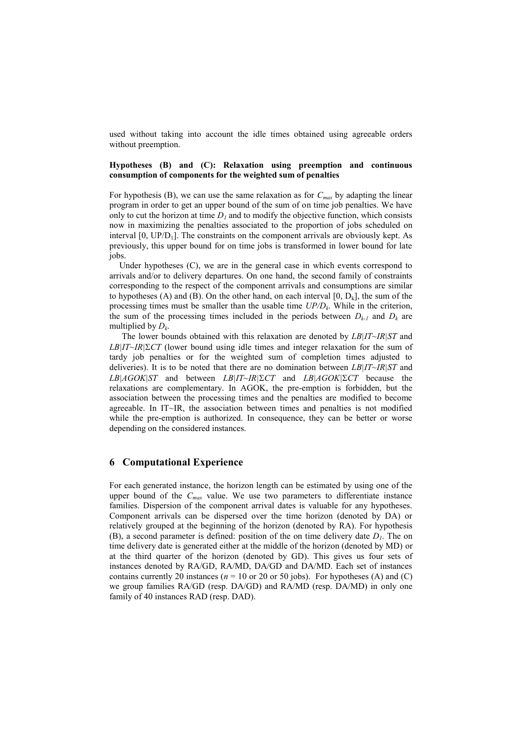used without taking into account the idle times obtained using agreeable orders without preemption.

**Hypotheses (B) and (C): Relaxation using preemption and continuous consumption of components for the weighted sum of penalties**

For hypothesis (B), we can use the same relaxation as for $C_{max}$ by adapting the linear program in order to get an upper bound of the sum of on time job penalties. We have only to cut the horizon at time $D_1$ and to modify the objective function, which consists now in maximizing the penalties associated to the proportion of jobs scheduled on interval $[0, UP/D_1]$. The constraints on the component arrivals are obviously kept. As previously, this upper bound for on time jobs is transformed in lower bound for late jobs.

Under hypotheses (C), we are in the general case in which events correspond to arrivals and/or to delivery departures. On one hand, the second family of constraints corresponding to the respect of the component arrivals and consumptions are similar to hypotheses (A) and (B). On the other hand, on each interval $[0, D_k]$, the sum of the processing times must be smaller than the usable time $UP/D_k$. While in the criterion, the sum of the processing times included in the periods between $D_{k-1}$ and $D_k$ are multiplied by $D_k$.

The lower bounds obtained with this relaxation are denoted by *LB*|*IT~IR*|*ST* and *LB*|*IT~IR*|$\Sigma$*CT* (lower bound using idle times and integer relaxation for the sum of tardy job penalties or for the weighted sum of completion times adjusted to deliveries). It is to be noted that there are no domination between *LB*|*IT~IR*|*ST* and *LB*|*AGOK*|*ST* and between *LB*|*IT~IR*|$\Sigma$*CT* and *LB*|*AGOK*|$\Sigma$*CT* because the relaxations are complementary. In AGOK, the pre-emption is forbidden, but the association between the processing times and the penalties are modified to become agreeable. In IT~IR, the association between times and penalties is not modified while the pre-emption is authorized. In consequence, they can be better or worse depending on the considered instances.

## 6 Computational Experience

For each generated instance, the horizon length can be estimated by using one of the upper bound of the $C_{max}$ value. We use two parameters to differentiate instance families. Dispersion of the component arrival dates is valuable for any hypotheses. Component arrivals can be dispersed over the time horizon (denoted by DA) or relatively grouped at the beginning of the horizon (denoted by RA). For hypothesis (B), a second parameter is defined: position of the on time delivery date $D_1$. The on time delivery date is generated either at the middle of the horizon (denoted by MD) or at the third quarter of the horizon (denoted by GD). This gives us four sets of instances denoted by RA/GD, RA/MD, DA/GD and DA/MD. Each set of instances contains currently 20 instances ($n$ = 10 or 20 or 50 jobs). For hypotheses (A) and (C) we group families RA/GD (resp. DA/GD) and RA/MD (resp. DA/MD) in only one family of 40 instances RAD (resp. DAD).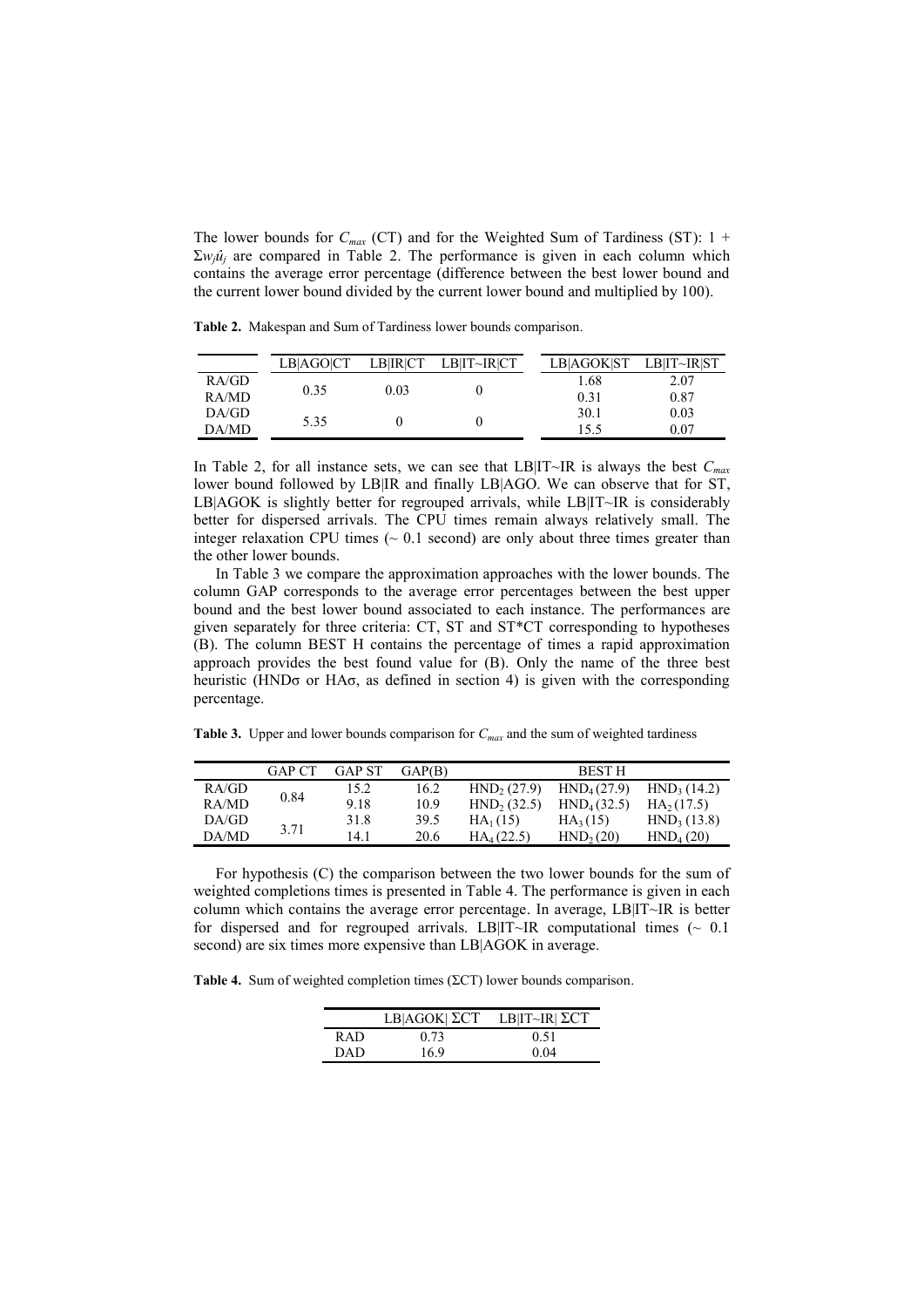The lower bounds for $C_{max}$ (CT) and for the Weighted Sum of Tardiness (ST): $1 + \Sigma w_j \hat{u}_j$ are compared in Table 2. The performance is given in each column which contains the average error percentage (difference between the best lower bound and the current lower bound divided by the current lower bound and multiplied by 100).

**Table 2.** Makespan and Sum of Tardiness lower bounds comparison.

| | LB\|AGO\|CT | LB\|IR\|CT | LB\|IT~IR\|CT | LB\|AGOK\|ST | LB\|IT~IR\|ST |
|---|---|---|---|---|---|
| RA/GD | 0.35 | 0.03 | 0 | 1.68 | 2.07 |
| RA/MD | | | | 0.31 | 0.87 |
| DA/GD | 5.35 | 0 | 0 | 30.1 | 0.03 |
| DA/MD | | | | 15.5 | 0.07 |

In Table 2, for all instance sets, we can see that LB|IT~IR is always the best $C_{max}$ lower bound followed by LB|IR and finally LB|AGO. We can observe that for ST, LB|AGOK is slightly better for regrouped arrivals, while LB|IT~IR is considerably better for dispersed arrivals. The CPU times remain always relatively small. The integer relaxation CPU times (~ 0.1 second) are only about three times greater than the other lower bounds.

In Table 3 we compare the approximation approaches with the lower bounds. The column GAP corresponds to the average error percentages between the best upper bound and the best lower bound associated to each instance. The performances are given separately for three criteria: CT, ST and ST*CT corresponding to hypotheses (B). The column BEST H contains the percentage of times a rapid approximation approach provides the best found value for (B). Only the name of the three best heuristic (HNDσ or HAσ, as defined in section 4) is given with the corresponding percentage.

**Table 3.** Upper and lower bounds comparison for $C_{max}$ and the sum of weighted tardiness

| | GAP CT | GAP ST | GAP(B) | BEST H | | |
|---|---|---|---|---|---|---|
| RA/GD | 0.84 | 15.2 | 16.2 | $HND_2$ (27.9) | $HND_4$ (27.9) | $HND_3$ (14.2) |
| RA/MD | | 9.18 | 10.9 | $HND_2$ (32.5) | $HND_4$ (32.5) | $HA_2$ (17.5) |
| DA/GD | 3.71 | 31.8 | 39.5 | $HA_1$ (15) | $HA_3$ (15) | $HND_3$ (13.8) |
| DA/MD | | 14.1 | 20.6 | $HA_4$ (22.5) | $HND_2$ (20) | $HND_4$ (20) |

For hypothesis (C) the comparison between the two lower bounds for the sum of weighted completions times is presented in Table 4. The performance is given in each column which contains the average error percentage. In average, LB|IT~IR is better for dispersed and for regrouped arrivals. LB|IT~IR computational times (~ 0.1 second) are six times more expensive than LB|AGOK in average.

**Table 4.** Sum of weighted completion times (ΣCT) lower bounds comparison.

| | LB\|AGOK\| ΣCT | LB\|IT~IR\| ΣCT |
|---|---|---|
| RAD | 0.73 | 0.51 |
| DAD | 16.9 | 0.04 |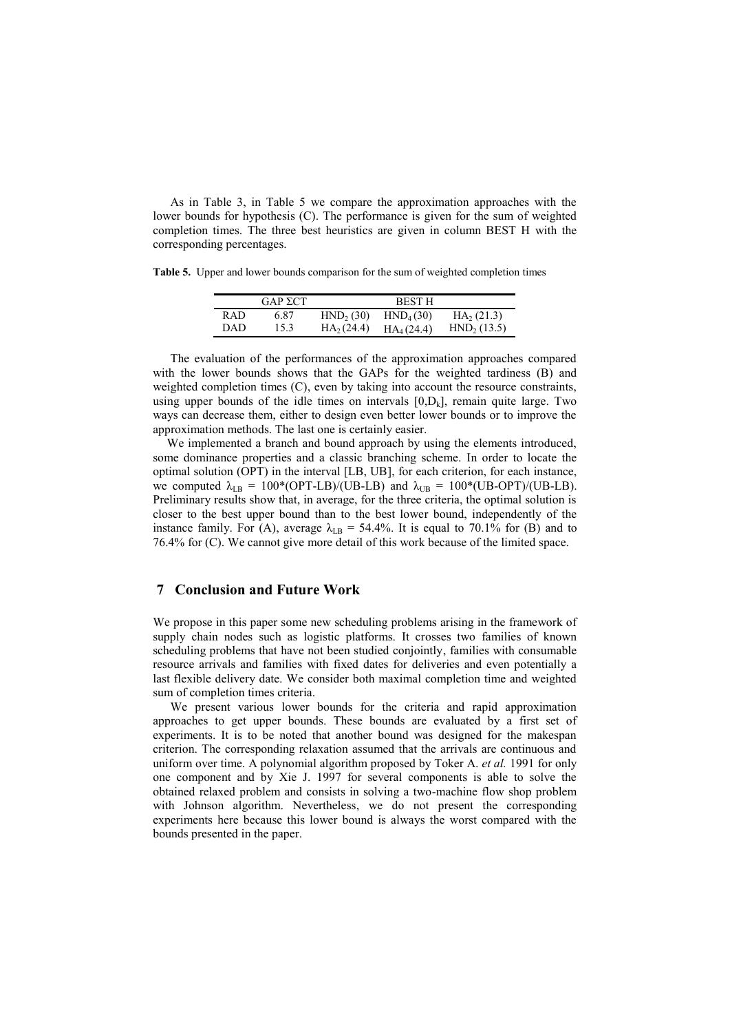As in Table 3, in Table 5 we compare the approximation approaches with the lower bounds for hypothesis (C). The performance is given for the sum of weighted completion times. The three best heuristics are given in column BEST H with the corresponding percentages.

**Table 5.** Upper and lower bounds comparison for the sum of weighted completion times

| | GAP ΣCT | BEST H | | |
|---|---|---|---|---|
| RAD | 6.87 | $HND_2$ (30) | $HND_4$ (30) | $HA_2$ (21.3) |
| DAD | 15.3 | $HA_2$ (24.4) | $HA_4$ (24.4) | $HND_2$ (13.5) |

The evaluation of the performances of the approximation approaches compared with the lower bounds shows that the GAPs for the weighted tardiness (B) and weighted completion times (C), even by taking into account the resource constraints, using upper bounds of the idle times on intervals $[0,D_k]$, remain quite large. Two ways can decrease them, either to design even better lower bounds or to improve the approximation methods. The last one is certainly easier.

We implemented a branch and bound approach by using the elements introduced, some dominance properties and a classic branching scheme. In order to locate the optimal solution (OPT) in the interval [LB, UB], for each criterion, for each instance, we computed $\lambda_{LB} = 100*(OPT-LB)/(UB-LB)$ and $\lambda_{UB} = 100*(UB-OPT)/(UB-LB)$. Preliminary results show that, in average, for the three criteria, the optimal solution is closer to the best upper bound than to the best lower bound, independently of the instance family. For (A), average $\lambda_{LB} = 54.4\%$. It is equal to 70.1% for (B) and to 76.4% for (C). We cannot give more detail of this work because of the limited space.

## 7 Conclusion and Future Work

We propose in this paper some new scheduling problems arising in the framework of supply chain nodes such as logistic platforms. It crosses two families of known scheduling problems that have not been studied conjointly, families with consumable resource arrivals and families with fixed dates for deliveries and even potentially a last flexible delivery date. We consider both maximal completion time and weighted sum of completion times criteria.

We present various lower bounds for the criteria and rapid approximation approaches to get upper bounds. These bounds are evaluated by a first set of experiments. It is to be noted that another bound was designed for the makespan criterion. The corresponding relaxation assumed that the arrivals are continuous and uniform over time. A polynomial algorithm proposed by Toker A. *et al.* 1991 for only one component and by Xie J. 1997 for several components is able to solve the obtained relaxed problem and consists in solving a two-machine flow shop problem with Johnson algorithm. Nevertheless, we do not present the corresponding experiments here because this lower bound is always the worst compared with the bounds presented in the paper.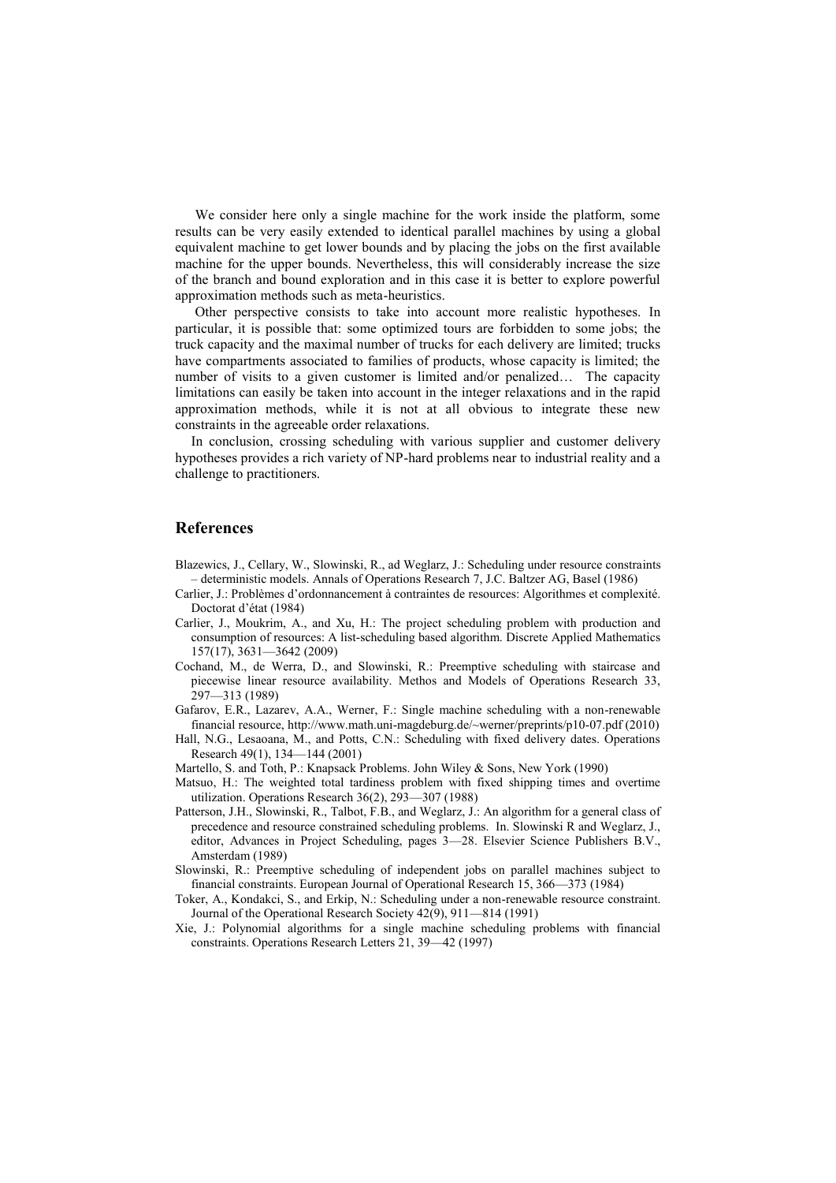We consider here only a single machine for the work inside the platform, some results can be very easily extended to identical parallel machines by using a global equivalent machine to get lower bounds and by placing the jobs on the first available machine for the upper bounds. Nevertheless, this will considerably increase the size of the branch and bound exploration and in this case it is better to explore powerful approximation methods such as meta-heuristics.

Other perspective consists to take into account more realistic hypotheses. In particular, it is possible that: some optimized tours are forbidden to some jobs; the truck capacity and the maximal number of trucks for each delivery are limited; trucks have compartments associated to families of products, whose capacity is limited; the number of visits to a given customer is limited and/or penalized… The capacity limitations can easily be taken into account in the integer relaxations and in the rapid approximation methods, while it is not at all obvious to integrate these new constraints in the agreeable order relaxations.

In conclusion, crossing scheduling with various supplier and customer delivery hypotheses provides a rich variety of NP-hard problems near to industrial reality and a challenge to practitioners.

## References

Blazewics, J., Cellary, W., Slowinski, R., ad Weglarz, J.: Scheduling under resource constraints – deterministic models. Annals of Operations Research 7, J.C. Baltzer AG, Basel (1986)

Carlier, J.: Problèmes d'ordonnancement à contraintes de resources: Algorithmes et complexité. Doctorat d'état (1984)

Carlier, J., Moukrim, A., and Xu, H.: The project scheduling problem with production and consumption of resources: A list-scheduling based algorithm. Discrete Applied Mathematics 157(17), 3631—3642 (2009)

Cochand, M., de Werra, D., and Slowinski, R.: Preemptive scheduling with staircase and piecewise linear resource availability. Methos and Models of Operations Research 33, 297—313 (1989)

Gafarov, E.R., Lazarev, A.A., Werner, F.: Single machine scheduling with a non-renewable financial resource, http://www.math.uni-magdeburg.de/~werner/preprints/p10-07.pdf (2010)

Hall, N.G., Lesaoana, M., and Potts, C.N.: Scheduling with fixed delivery dates. Operations Research 49(1), 134—144 (2001)

Martello, S. and Toth, P.: Knapsack Problems. John Wiley & Sons, New York (1990)

Matsuo, H.: The weighted total tardiness problem with fixed shipping times and overtime utilization. Operations Research 36(2), 293—307 (1988)

Patterson, J.H., Slowinski, R., Talbot, F.B., and Weglarz, J.: An algorithm for a general class of precedence and resource constrained scheduling problems. In. Slowinski R and Weglarz, J., editor, Advances in Project Scheduling, pages 3—28. Elsevier Science Publishers B.V., Amsterdam (1989)

Slowinski, R.: Preemptive scheduling of independent jobs on parallel machines subject to financial constraints. European Journal of Operational Research 15, 366—373 (1984)

Toker, A., Kondakci, S., and Erkip, N.: Scheduling under a non-renewable resource constraint. Journal of the Operational Research Society 42(9), 911—814 (1991)

Xie, J.: Polynomial algorithms for a single machine scheduling problems with financial constraints. Operations Research Letters 21, 39—42 (1997)